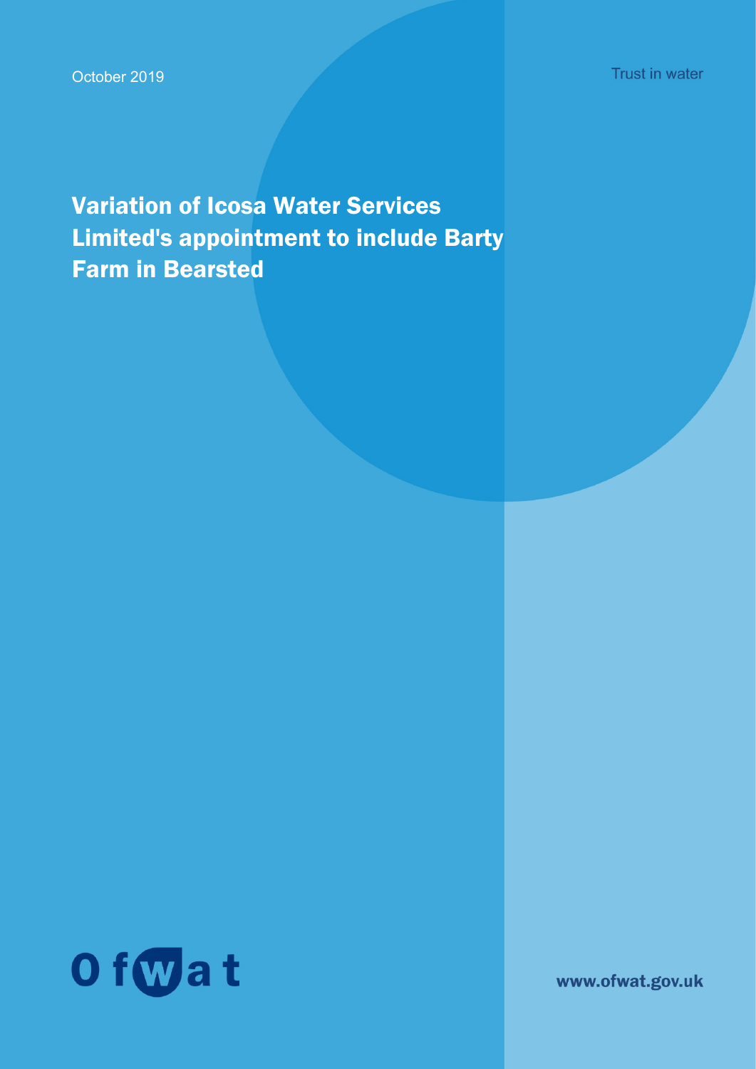October 2019

Trust in water

# Variation of Icosa Water Services Limited's appointment to include Barty Farm in Bearsted

Ofwat

www.ofwat.gov.uk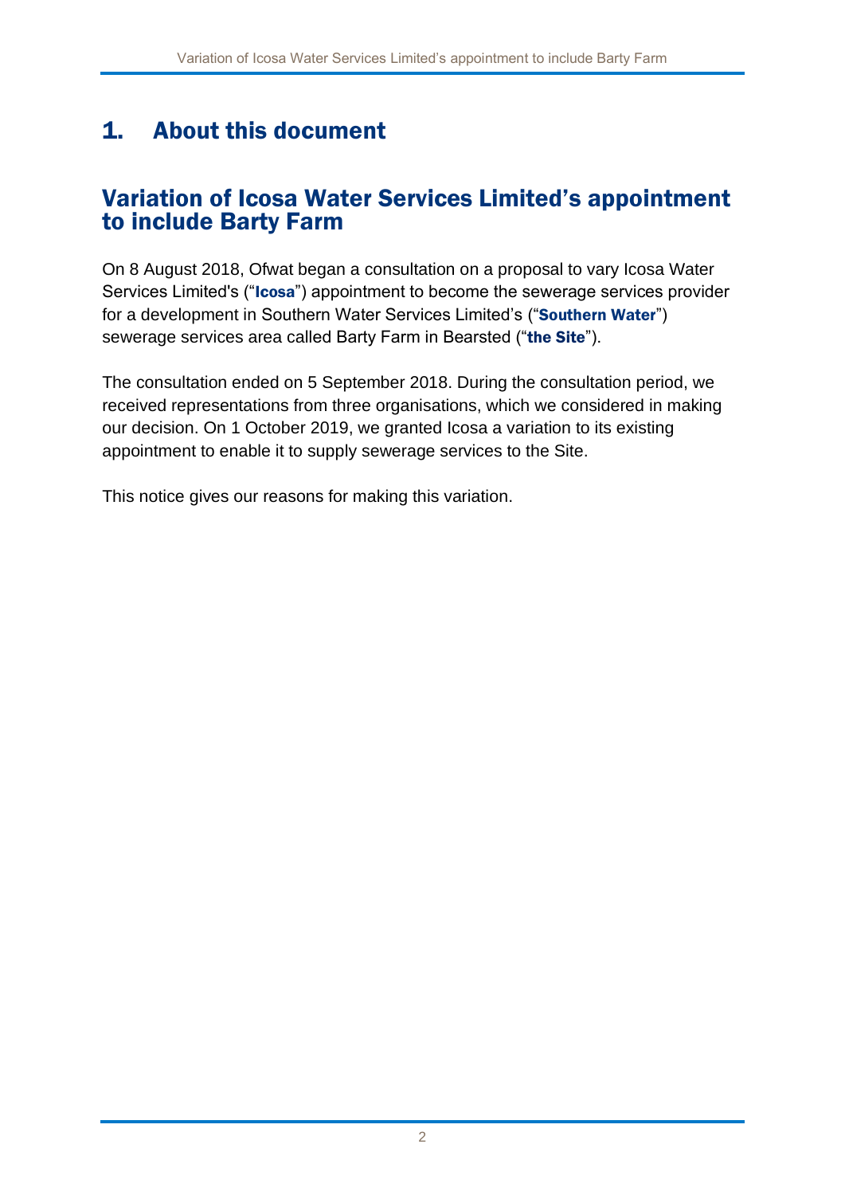# 1. About this document

## Variation of Icosa Water Services Limited's appointment to include Barty Farm

On 8 August 2018, Ofwat began a consultation on a proposal to vary Icosa Water Services Limited's ("**Icosa**") appointment to become the sewerage services provider for a development in Southern Water Services Limited's ("**Southern Water**") sewerage services area called Barty Farm in Bearsted ("**the Site**").

The consultation ended on 5 September 2018. During the consultation period, we received representations from three organisations, which we considered in making our decision. On 1 October 2019, we granted Icosa a variation to its existing appointment to enable it to supply sewerage services to the Site.

This notice gives our reasons for making this variation.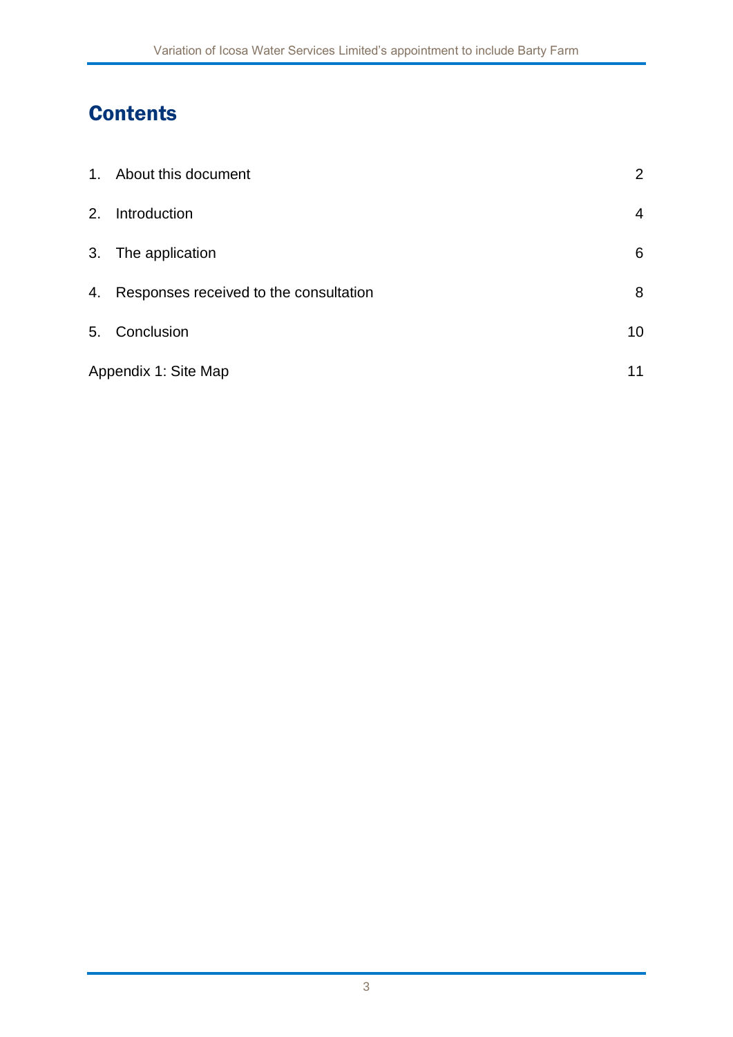# Contents

| | | |
|---|---|---|
| 1. | About this document | 2 |
| 2. | Introduction | 4 |
| 3. | The application | 6 |
| 4. | Responses received to the consultation | 8 |
| 5. | Conclusion | 10 |
| Appendix 1: Site Map | | 11 |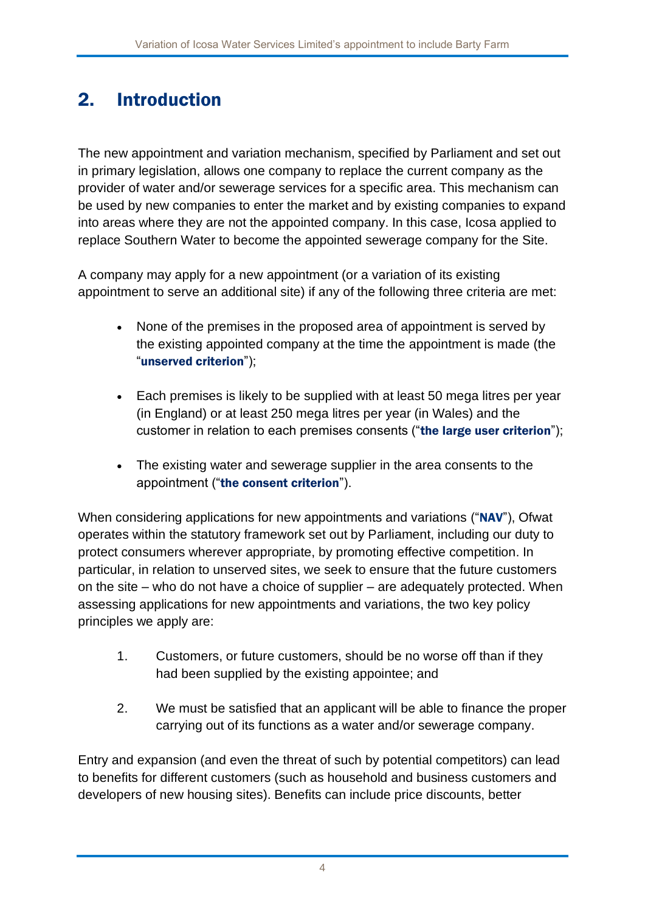## 2. Introduction

The new appointment and variation mechanism, specified by Parliament and set out in primary legislation, allows one company to replace the current company as the provider of water and/or sewerage services for a specific area. This mechanism can be used by new companies to enter the market and by existing companies to expand into areas where they are not the appointed company. In this case, Icosa applied to replace Southern Water to become the appointed sewerage company for the Site.

A company may apply for a new appointment (or a variation of its existing appointment to serve an additional site) if any of the following three criteria are met:

- None of the premises in the proposed area of appointment is served by the existing appointed company at the time the appointment is made (the "**unserved criterion**");
- Each premises is likely to be supplied with at least 50 mega litres per year (in England) or at least 250 mega litres per year (in Wales) and the customer in relation to each premises consents ("**the large user criterion**");
- The existing water and sewerage supplier in the area consents to the appointment ("**the consent criterion**").

When considering applications for new appointments and variations ("**NAV**"), Ofwat operates within the statutory framework set out by Parliament, including our duty to protect consumers wherever appropriate, by promoting effective competition. In particular, in relation to unserved sites, we seek to ensure that the future customers on the site – who do not have a choice of supplier – are adequately protected. When assessing applications for new appointments and variations, the two key policy principles we apply are:

1. Customers, or future customers, should be no worse off than if they had been supplied by the existing appointee; and
2. We must be satisfied that an applicant will be able to finance the proper carrying out of its functions as a water and/or sewerage company.

Entry and expansion (and even the threat of such by potential competitors) can lead to benefits for different customers (such as household and business customers and developers of new housing sites). Benefits can include price discounts, better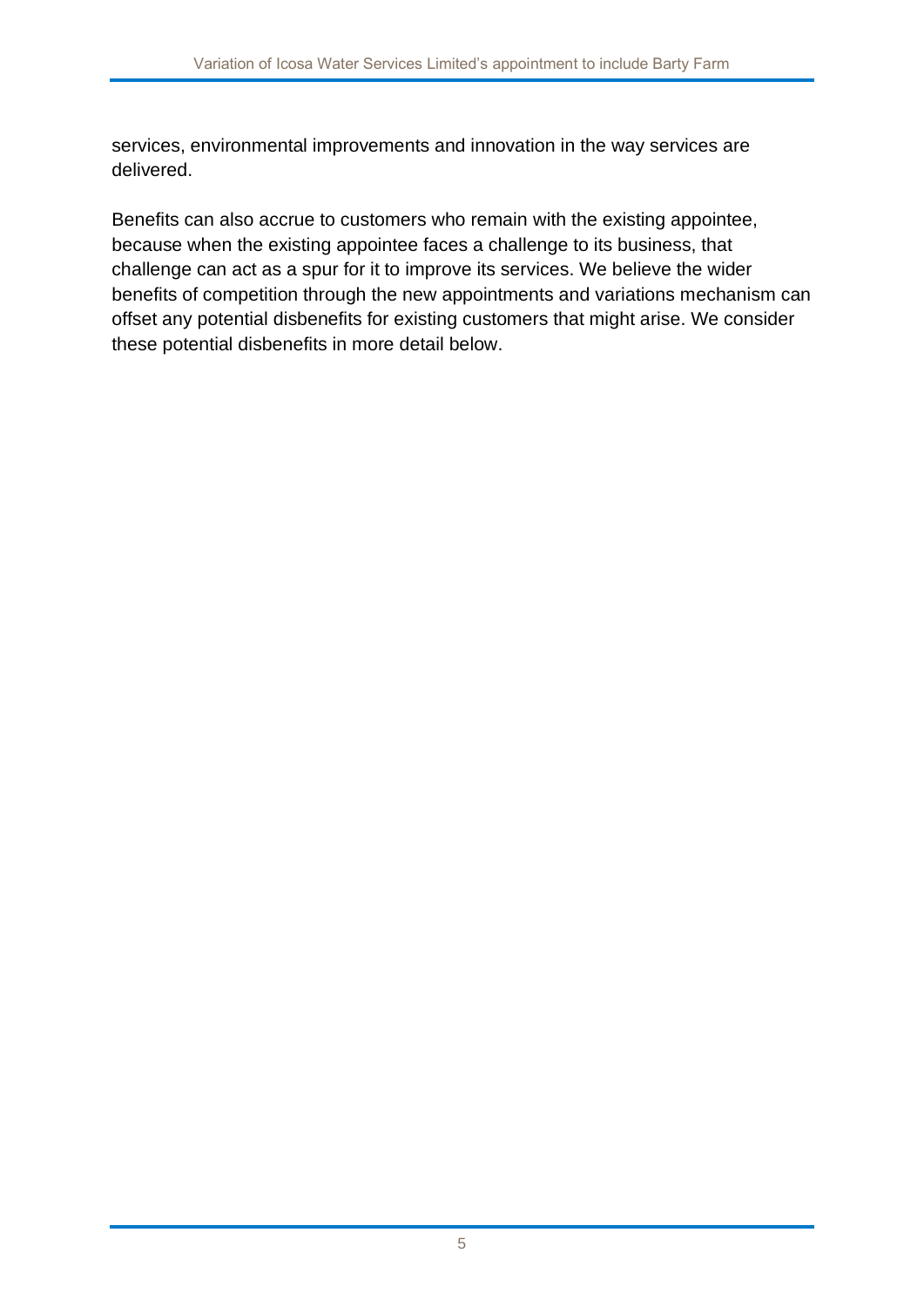services, environmental improvements and innovation in the way services are delivered.

Benefits can also accrue to customers who remain with the existing appointee, because when the existing appointee faces a challenge to its business, that challenge can act as a spur for it to improve its services. We believe the wider benefits of competition through the new appointments and variations mechanism can offset any potential disbenefits for existing customers that might arise. We consider these potential disbenefits in more detail below.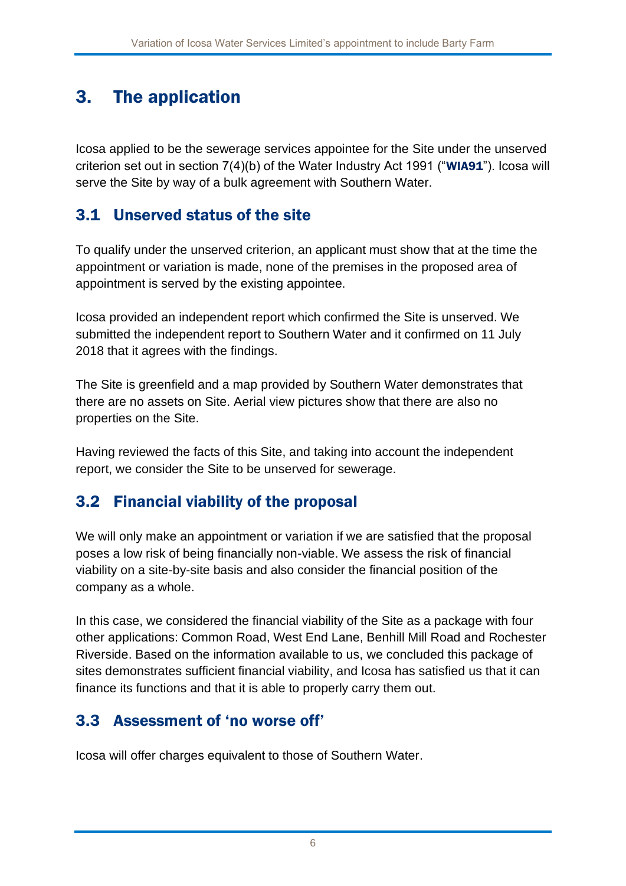# 3. The application

Icosa applied to be the sewerage services appointee for the Site under the unserved criterion set out in section 7(4)(b) of the Water Industry Act 1991 ("**WIA91**"). Icosa will serve the Site by way of a bulk agreement with Southern Water.

## 3.1 Unserved status of the site

To qualify under the unserved criterion, an applicant must show that at the time the appointment or variation is made, none of the premises in the proposed area of appointment is served by the existing appointee.

Icosa provided an independent report which confirmed the Site is unserved. We submitted the independent report to Southern Water and it confirmed on 11 July 2018 that it agrees with the findings.

The Site is greenfield and a map provided by Southern Water demonstrates that there are no assets on Site. Aerial view pictures show that there are also no properties on the Site.

Having reviewed the facts of this Site, and taking into account the independent report, we consider the Site to be unserved for sewerage.

## 3.2 Financial viability of the proposal

We will only make an appointment or variation if we are satisfied that the proposal poses a low risk of being financially non-viable. We assess the risk of financial viability on a site-by-site basis and also consider the financial position of the company as a whole.

In this case, we considered the financial viability of the Site as a package with four other applications: Common Road, West End Lane, Benhill Mill Road and Rochester Riverside. Based on the information available to us, we concluded this package of sites demonstrates sufficient financial viability, and Icosa has satisfied us that it can finance its functions and that it is able to properly carry them out.

## 3.3 Assessment of 'no worse off'

Icosa will offer charges equivalent to those of Southern Water.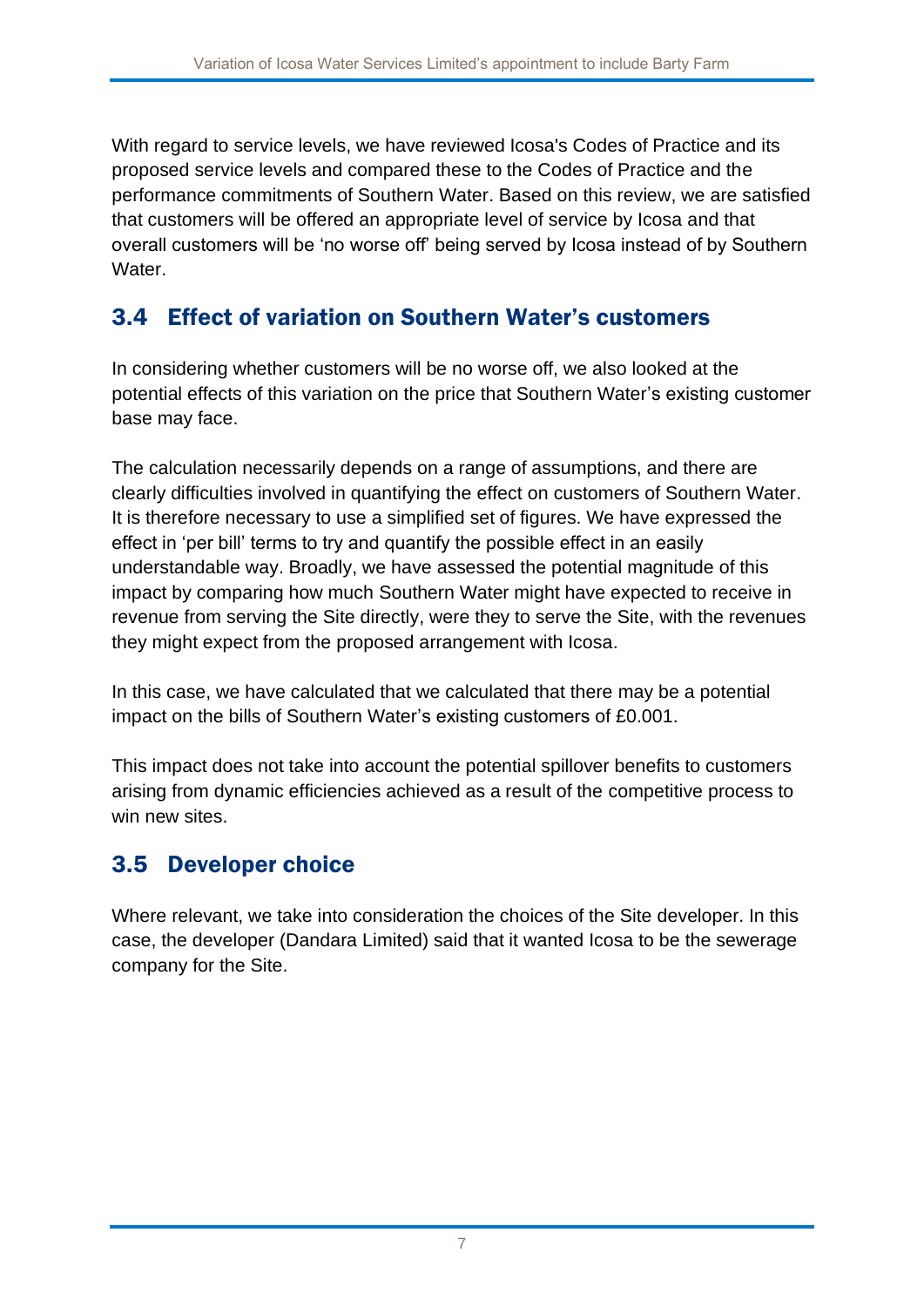With regard to service levels, we have reviewed Icosa's Codes of Practice and its proposed service levels and compared these to the Codes of Practice and the performance commitments of Southern Water. Based on this review, we are satisfied that customers will be offered an appropriate level of service by Icosa and that overall customers will be 'no worse off' being served by Icosa instead of by Southern Water.

## 3.4 Effect of variation on Southern Water's customers

In considering whether customers will be no worse off, we also looked at the potential effects of this variation on the price that Southern Water's existing customer base may face.

The calculation necessarily depends on a range of assumptions, and there are clearly difficulties involved in quantifying the effect on customers of Southern Water. It is therefore necessary to use a simplified set of figures. We have expressed the effect in 'per bill' terms to try and quantify the possible effect in an easily understandable way. Broadly, we have assessed the potential magnitude of this impact by comparing how much Southern Water might have expected to receive in revenue from serving the Site directly, were they to serve the Site, with the revenues they might expect from the proposed arrangement with Icosa.

In this case, we have calculated that we calculated that there may be a potential impact on the bills of Southern Water's existing customers of £0.001.

This impact does not take into account the potential spillover benefits to customers arising from dynamic efficiencies achieved as a result of the competitive process to win new sites.

## 3.5 Developer choice

Where relevant, we take into consideration the choices of the Site developer. In this case, the developer (Dandara Limited) said that it wanted Icosa to be the sewerage company for the Site.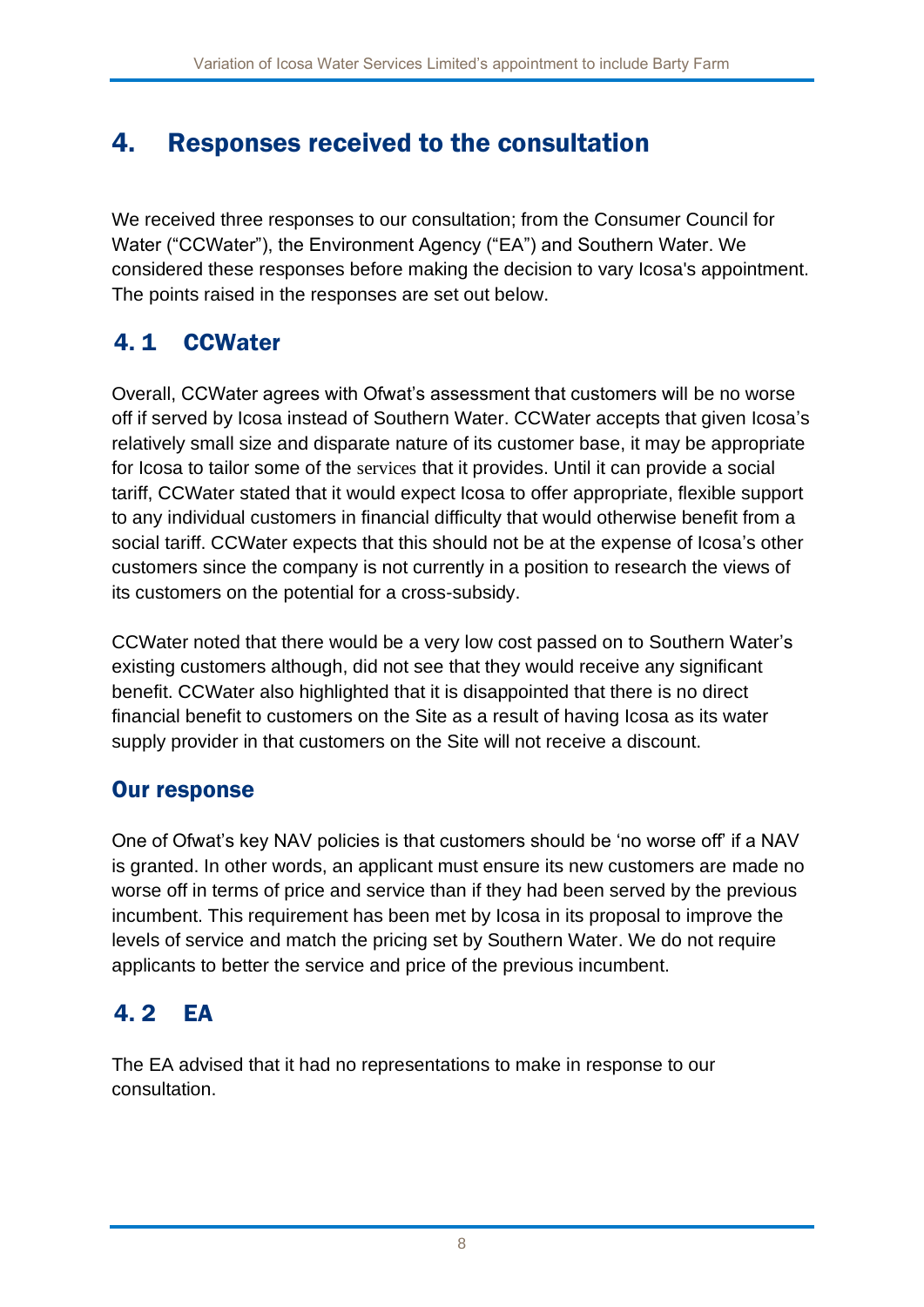# 4. Responses received to the consultation

We received three responses to our consultation; from the Consumer Council for Water ("CCWater"), the Environment Agency ("EA") and Southern Water. We considered these responses before making the decision to vary Icosa's appointment. The points raised in the responses are set out below.

## 4.1 CCWater

Overall, CCWater agrees with Ofwat's assessment that customers will be no worse off if served by Icosa instead of Southern Water. CCWater accepts that given Icosa's relatively small size and disparate nature of its customer base, it may be appropriate for Icosa to tailor some of the services that it provides. Until it can provide a social tariff, CCWater stated that it would expect Icosa to offer appropriate, flexible support to any individual customers in financial difficulty that would otherwise benefit from a social tariff. CCWater expects that this should not be at the expense of Icosa's other customers since the company is not currently in a position to research the views of its customers on the potential for a cross-subsidy.

CCWater noted that there would be a very low cost passed on to Southern Water's existing customers although, did not see that they would receive any significant benefit. CCWater also highlighted that it is disappointed that there is no direct financial benefit to customers on the Site as a result of having Icosa as its water supply provider in that customers on the Site will not receive a discount.

### Our response

One of Ofwat's key NAV policies is that customers should be 'no worse off' if a NAV is granted. In other words, an applicant must ensure its new customers are made no worse off in terms of price and service than if they had been served by the previous incumbent. This requirement has been met by Icosa in its proposal to improve the levels of service and match the pricing set by Southern Water. We do not require applicants to better the service and price of the previous incumbent.

## 4.2 EA

The EA advised that it had no representations to make in response to our consultation.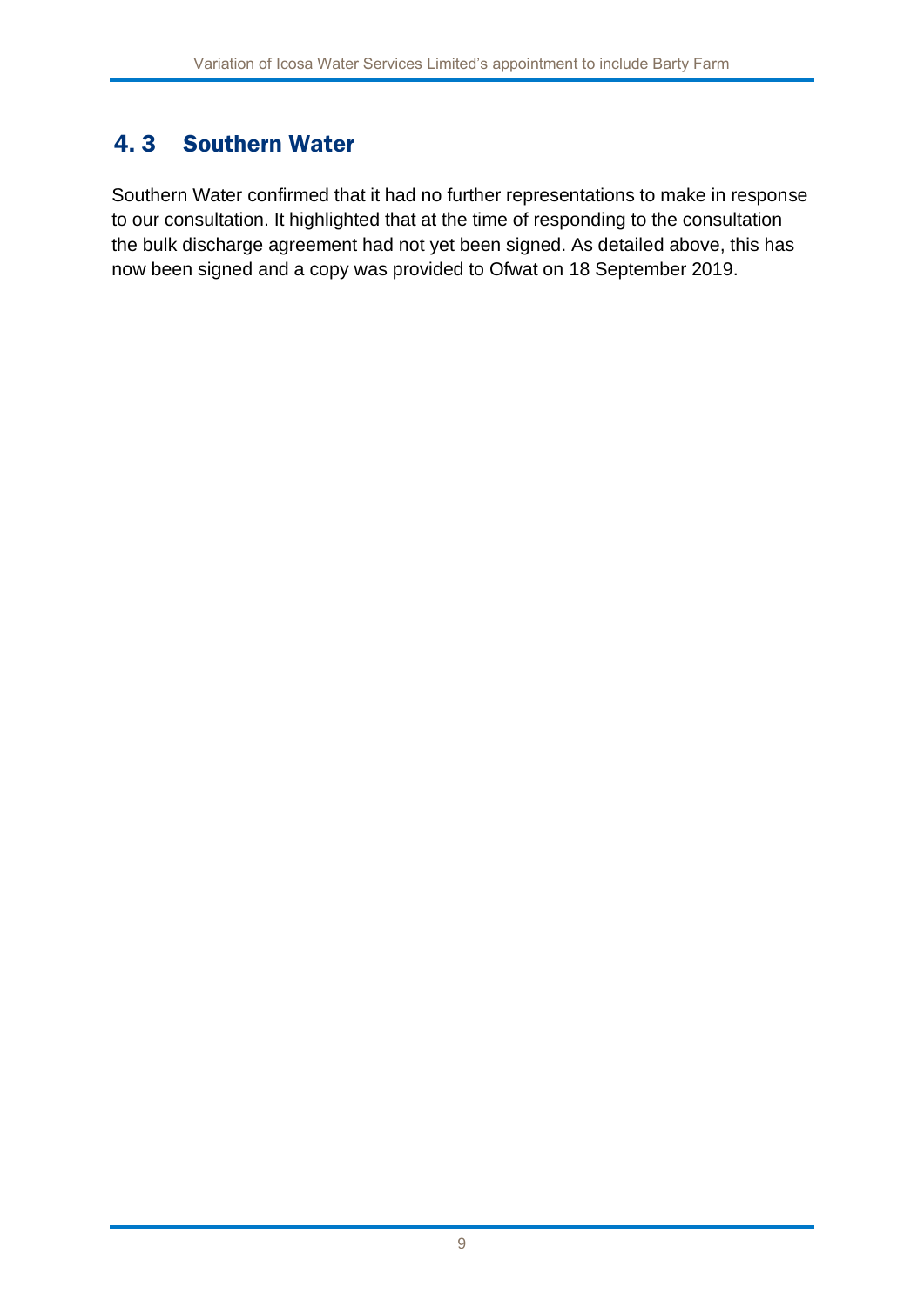## 4. 3 Southern Water

Southern Water confirmed that it had no further representations to make in response to our consultation. It highlighted that at the time of responding to the consultation the bulk discharge agreement had not yet been signed. As detailed above, this has now been signed and a copy was provided to Ofwat on 18 September 2019.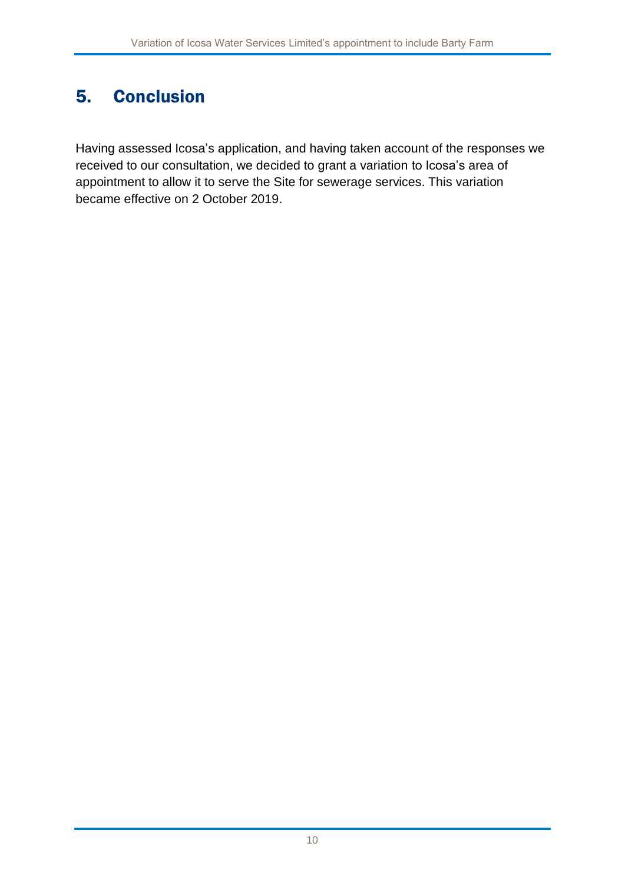## 5. Conclusion

Having assessed Icosa's application, and having taken account of the responses we received to our consultation, we decided to grant a variation to Icosa's area of appointment to allow it to serve the Site for sewerage services. This variation became effective on 2 October 2019.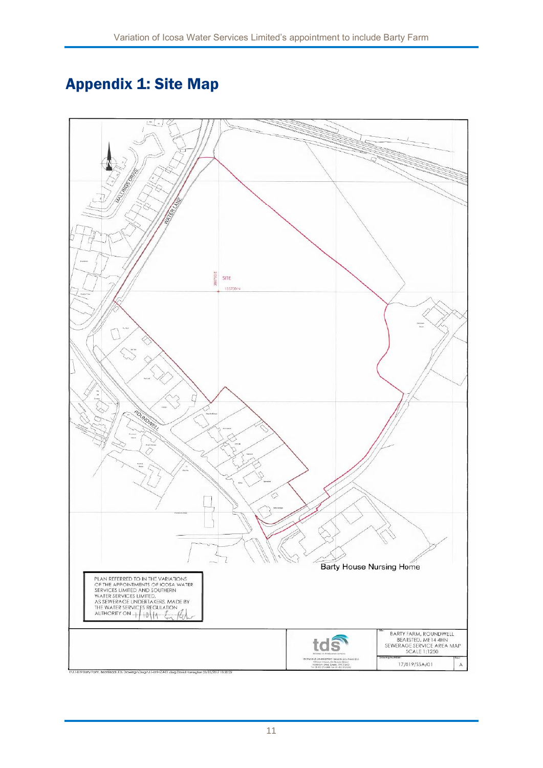## Appendix 1: Site Map

MALLINGS DRIVE

WATER LANE

SITE

580700 E

155700 N

ROUNDWELL

Barty House Nursing Home

PLAN REFERRED TO IN THE VARIATIONS OF THE APPOINTMENTS OF ICOSA WATER SERVICES LIMITED AND SOUTHERN WATER SERVICES LIMITED, AS SEWERAGE UNDERTAKERS, MADE BY THE WATER SERVICES REGULATION AUTHORITY ON 1/10/14

BARTY FARM, ROUNDWELL
BEARSTED, ME14 4HN
SEWERAGE SERVICE AREA MAP
SCALE 1:1250

Drawing Number: 17/019/SSA/01

Rev: A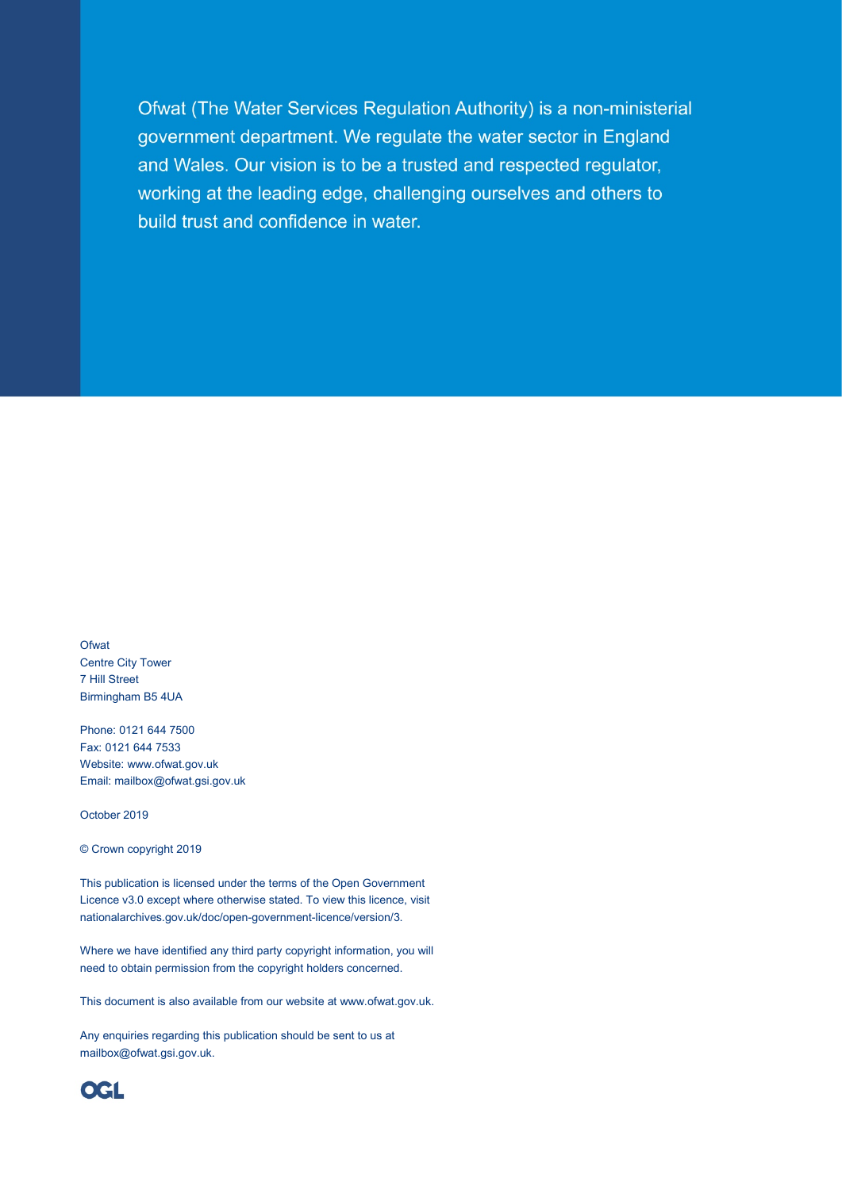Ofwat (The Water Services Regulation Authority) is a non-ministerial government department. We regulate the water sector in England and Wales. Our vision is to be a trusted and respected regulator, working at the leading edge, challenging ourselves and others to build trust and confidence in water.

Ofwat
Centre City Tower
7 Hill Street
Birmingham B5 4UA

Phone: 0121 644 7500
Fax: 0121 644 7533
Website: www.ofwat.gov.uk
Email: mailbox@ofwat.gsi.gov.uk

October 2019

© Crown copyright 2019

This publication is licensed under the terms of the Open Government Licence v3.0 except where otherwise stated. To view this licence, visit nationalarchives.gov.uk/doc/open-government-licence/version/3.

Where we have identified any third party copyright information, you will need to obtain permission from the copyright holders concerned.

This document is also available from our website at www.ofwat.gov.uk.

Any enquiries regarding this publication should be sent to us at mailbox@ofwat.gsi.gov.uk.

OGL